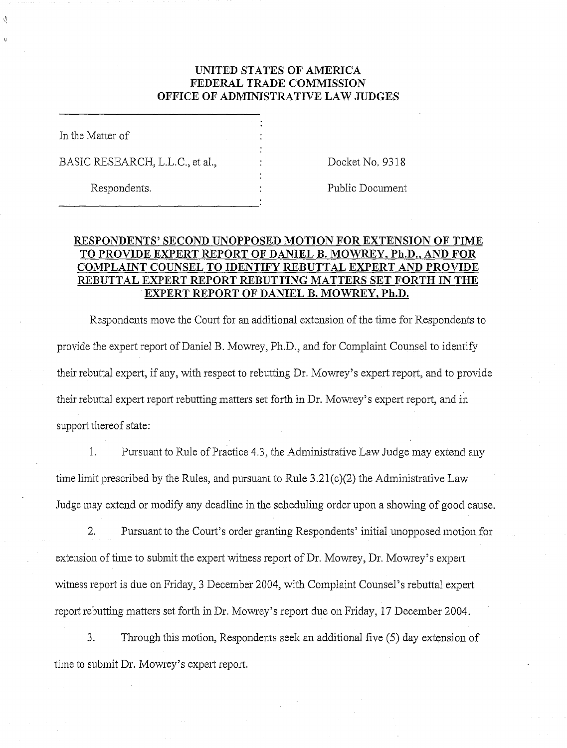**UNITED STATES OF AMERICA**
**FEDERAL TRADE COMMISSION**
**OFFICE OF ADMINISTRATIVE LAW JUDGES**

| | |
|---|---|
| In the Matter of | |
| BASIC RESEARCH, L.L.C., et al., | Docket No. 9318 |
| Respondents. | Public Document |

**RESPONDENTS' SECOND UNOPPOSED MOTION FOR EXTENSION OF TIME TO PROVIDE EXPERT REPORT OF DANIEL B. MOWREY, Ph.D., AND FOR COMPLAINT COUNSEL TO IDENTIFY REBUTTAL EXPERT AND PROVIDE REBUTTAL EXPERT REPORT REBUTTING MATTERS SET FORTH IN THE EXPERT REPORT OF DANIEL B. MOWREY, Ph.D.**

Respondents move the Court for an additional extension of the time for Respondents to provide the expert report of Daniel B. Mowrey, Ph.D., and for Complaint Counsel to identify their rebuttal expert, if any, with respect to rebutting Dr. Mowrey's expert report, and to provide their rebuttal expert report rebutting matters set forth in Dr. Mowrey's expert report, and in support thereof state:

1. Pursuant to Rule of Practice 4.3, the Administrative Law Judge may extend any time limit prescribed by the Rules, and pursuant to Rule 3.21(c)(2) the Administrative Law Judge may extend or modify any deadline in the scheduling order upon a showing of good cause.

2. Pursuant to the Court's order granting Respondents' initial unopposed motion for extension of time to submit the expert witness report of Dr. Mowrey, Dr. Mowrey's expert witness report is due on Friday, 3 December 2004, with Complaint Counsel's rebuttal expert report rebutting matters set forth in Dr. Mowrey's report due on Friday, 17 December 2004.

3. Through this motion, Respondents seek an additional five (5) day extension of time to submit Dr. Mowrey's expert report.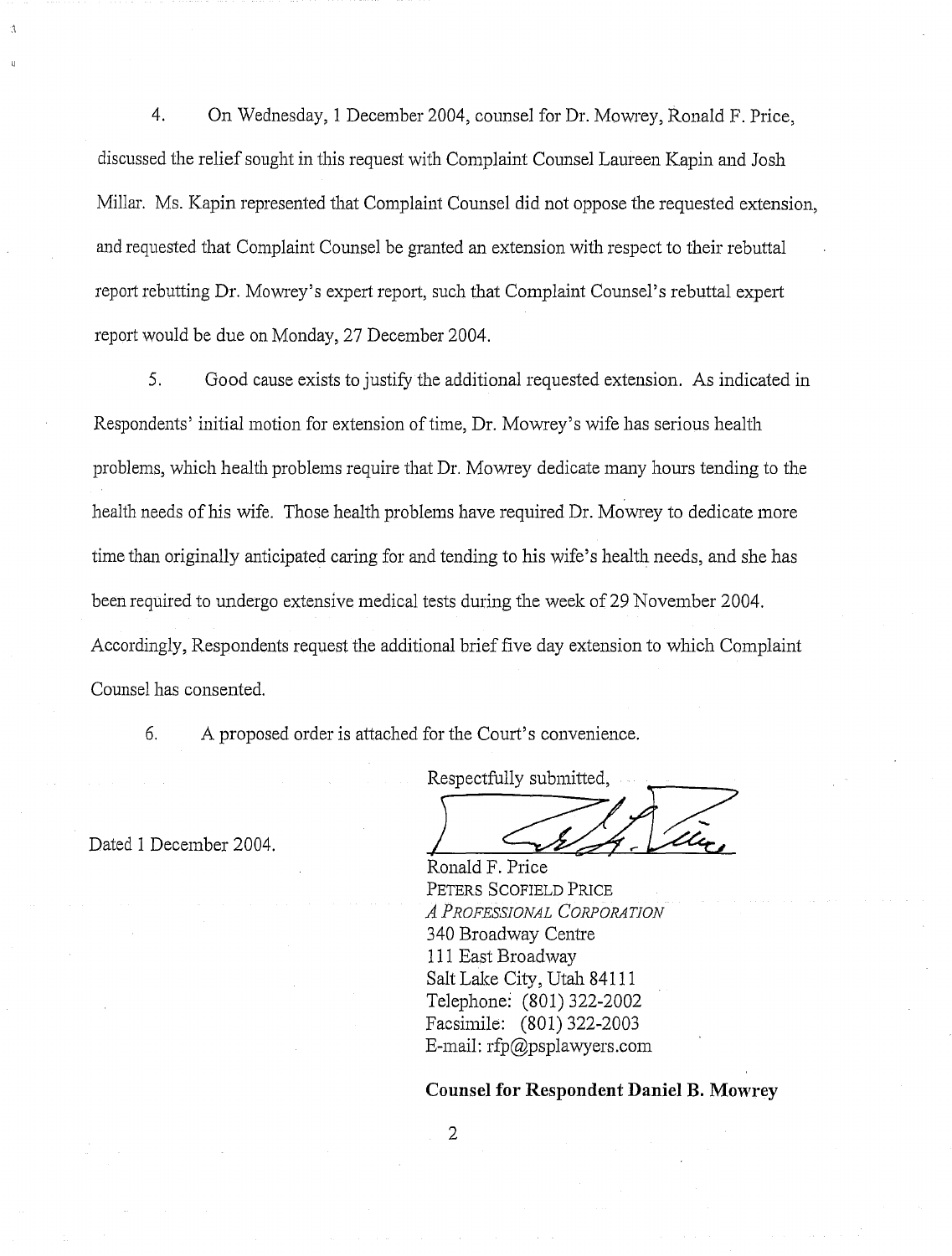4. On Wednesday, 1 December 2004, counsel for Dr. Mowrey, Ronald F. Price, discussed the relief sought in this request with Complaint Counsel Laureen Kapin and Josh Millar. Ms. Kapin represented that Complaint Counsel did not oppose the requested extension, and requested that Complaint Counsel be granted an extension with respect to their rebuttal report rebutting Dr. Mowrey's expert report, such that Complaint Counsel's rebuttal expert report would be due on Monday, 27 December 2004.

5. Good cause exists to justify the additional requested extension. As indicated in Respondents' initial motion for extension of time, Dr. Mowrey's wife has serious health problems, which health problems require that Dr. Mowrey dedicate many hours tending to the health needs of his wife. Those health problems have required Dr. Mowrey to dedicate more time than originally anticipated caring for and tending to his wife's health needs, and she has been required to undergo extensive medical tests during the week of 29 November 2004. Accordingly, Respondents request the additional brief five day extension to which Complaint Counsel has consented.

6. A proposed order is attached for the Court's convenience.

Dated 1 December 2004.

Respectfully submitted,

Ronald F. Price
PETERS SCOFIELD PRICE
*A PROFESSIONAL CORPORATION*
340 Broadway Centre
111 East Broadway
Salt Lake City, Utah 84111
Telephone: (801) 322-2002
Facsimile: (801) 322-2003
E-mail: rfp@psplawyers.com

**Counsel for Respondent Daniel B. Mowrey**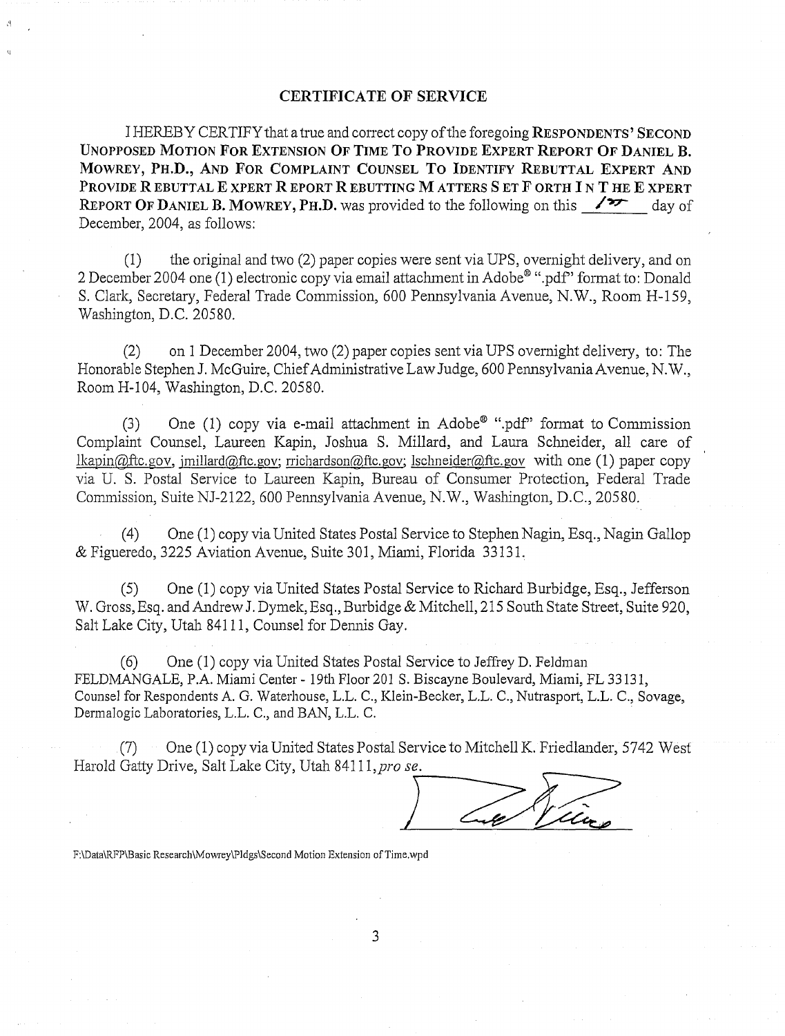## CERTIFICATE OF SERVICE

I HEREBY CERTIFY that a true and correct copy of the foregoing **RESPONDENTS' SECOND UNOPPOSED MOTION FOR EXTENSION OF TIME TO PROVIDE EXPERT REPORT OF DANIEL B. MOWREY, PH.D., AND FOR COMPLAINT COUNSEL TO IDENTIFY REBUTTAL EXPERT AND PROVIDE REBUTTAL EXPERT REPORT REBUTTING MATTERS SET FORTH IN THE EXPERT REPORT OF DANIEL B. MOWREY, PH.D.** was provided to the following on this 1st day of December, 2004, as follows:

(1) the original and two (2) paper copies were sent via UPS, overnight delivery, and on 2 December 2004 one (1) electronic copy via email attachment in Adobe® ".pdf" format to: Donald S. Clark, Secretary, Federal Trade Commission, 600 Pennsylvania Avenue, N.W., Room H-159, Washington, D.C. 20580.

(2) on 1 December 2004, two (2) paper copies sent via UPS overnight delivery, to: The Honorable Stephen J. McGuire, Chief Administrative Law Judge, 600 Pennsylvania Avenue, N.W., Room H-104, Washington, D.C. 20580.

(3) One (1) copy via e-mail attachment in Adobe® ".pdf" format to Commission Complaint Counsel, Laureen Kapin, Joshua S. Millard, and Laura Schneider, all care of lkapin@ftc.gov, jmillard@ftc.gov; rrichardson@ftc.gov; lschneider@ftc.gov with one (1) paper copy via U. S. Postal Service to Laureen Kapin, Bureau of Consumer Protection, Federal Trade Commission, Suite NJ-2122, 600 Pennsylvania Avenue, N.W., Washington, D.C., 20580.

(4) One (1) copy via United States Postal Service to Stephen Nagin, Esq., Nagin Gallop & Figueredo, 3225 Aviation Avenue, Suite 301, Miami, Florida 33131.

(5) One (1) copy via United States Postal Service to Richard Burbidge, Esq., Jefferson W. Gross, Esq. and Andrew J. Dymek, Esq., Burbidge & Mitchell, 215 South State Street, Suite 920, Salt Lake City, Utah 84111, Counsel for Dennis Gay.

(6) One (1) copy via United States Postal Service to Jeffrey D. Feldman FELDMANGALE, P.A. Miami Center - 19th Floor 201 S. Biscayne Boulevard, Miami, FL 33131, Counsel for Respondents A. G. Waterhouse, L.L. C., Klein-Becker, L.L. C., Nutrasport, L.L. C., Sovage, Dermalogic Laboratories, L.L. C., and BAN, L.L. C.

(7) One (1) copy via United States Postal Service to Mitchell K. Friedlander, 5742 West Harold Gatty Drive, Salt Lake City, Utah 84111, *pro se*.

F:\Data\RFP\Basic Research\Mowrey\Pldgs\Second Motion Extension of Time.wpd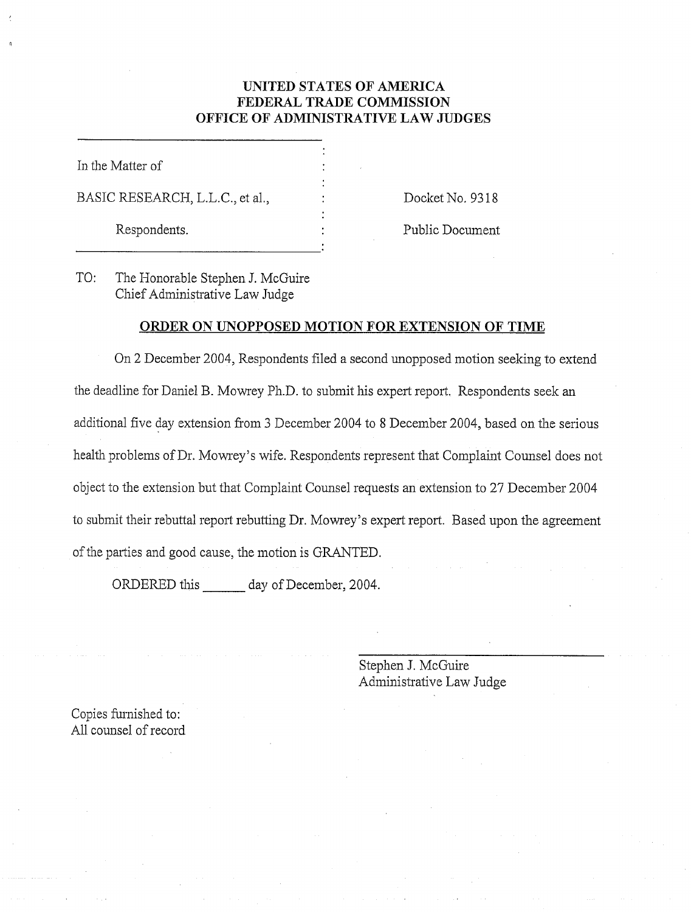**UNITED STATES OF AMERICA**
**FEDERAL TRADE COMMISSION**
**OFFICE OF ADMINISTRATIVE LAW JUDGES**

| | |
|---|---|
| In the Matter of<br><br>BASIC RESEARCH, L.L.C., et al.,<br><br>Respondents. | Docket No. 9318<br><br>Public Document |

TO: The Honorable Stephen J. McGuire
Chief Administrative Law Judge

**ORDER ON UNOPPOSED MOTION FOR EXTENSION OF TIME**

On 2 December 2004, Respondents filed a second unopposed motion seeking to extend the deadline for Daniel B. Mowrey Ph.D. to submit his expert report. Respondents seek an additional five day extension from 3 December 2004 to 8 December 2004, based on the serious health problems of Dr. Mowrey's wife. Respondents represent that Complaint Counsel does not object to the extension but that Complaint Counsel requests an extension to 27 December 2004 to submit their rebuttal report rebutting Dr. Mowrey's expert report. Based upon the agreement of the parties and good cause, the motion is GRANTED.

ORDERED this ______ day of December, 2004.

Stephen J. McGuire
Administrative Law Judge

Copies furnished to:
All counsel of record